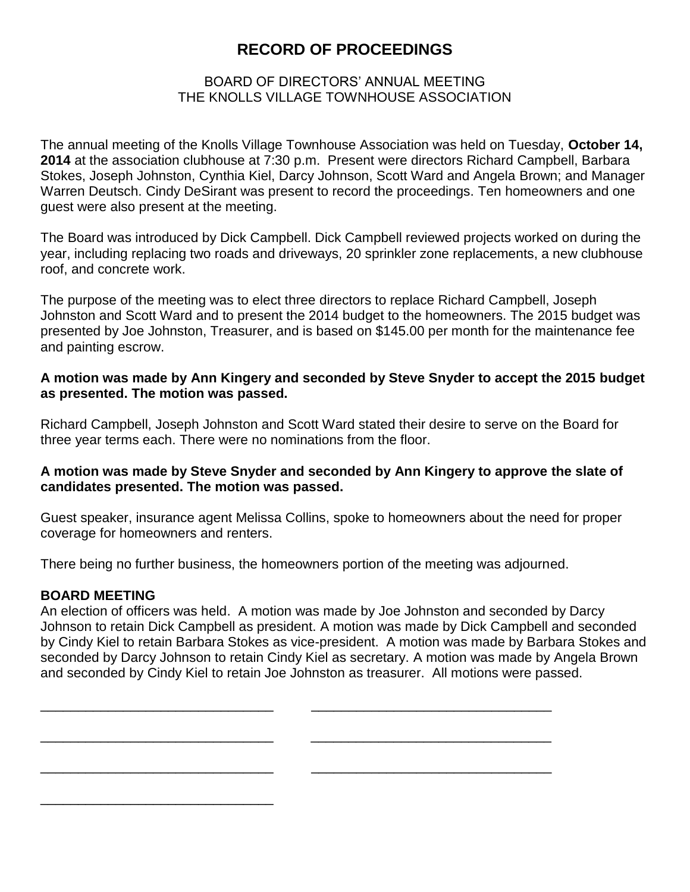# RECORD OF PROCEEDINGS

BOARD OF DIRECTORS' ANNUAL MEETING
THE KNOLLS VILLAGE TOWNHOUSE ASSOCIATION

The annual meeting of the Knolls Village Townhouse Association was held on Tuesday, **October 14, 2014** at the association clubhouse at 7:30 p.m. Present were directors Richard Campbell, Barbara Stokes, Joseph Johnston, Cynthia Kiel, Darcy Johnson, Scott Ward and Angela Brown; and Manager Warren Deutsch. Cindy DeSirant was present to record the proceedings. Ten homeowners and one guest were also present at the meeting.

The Board was introduced by Dick Campbell. Dick Campbell reviewed projects worked on during the year, including replacing two roads and driveways, 20 sprinkler zone replacements, a new clubhouse roof, and concrete work.

The purpose of the meeting was to elect three directors to replace Richard Campbell, Joseph Johnston and Scott Ward and to present the 2014 budget to the homeowners. The 2015 budget was presented by Joe Johnston, Treasurer, and is based on $145.00 per month for the maintenance fee and painting escrow.

**A motion was made by Ann Kingery and seconded by Steve Snyder to accept the 2015 budget as presented. The motion was passed.**

Richard Campbell, Joseph Johnston and Scott Ward stated their desire to serve on the Board for three year terms each. There were no nominations from the floor.

**A motion was made by Steve Snyder and seconded by Ann Kingery to approve the slate of candidates presented. The motion was passed.**

Guest speaker, insurance agent Melissa Collins, spoke to homeowners about the need for proper coverage for homeowners and renters.

There being no further business, the homeowners portion of the meeting was adjourned.

**BOARD MEETING**

An election of officers was held. A motion was made by Joe Johnston and seconded by Darcy Johnson to retain Dick Campbell as president. A motion was made by Dick Campbell and seconded by Cindy Kiel to retain Barbara Stokes as vice-president. A motion was made by Barbara Stokes and seconded by Darcy Johnson to retain Cindy Kiel as secretary. A motion was made by Angela Brown and seconded by Cindy Kiel to retain Joe Johnston as treasurer. All motions were passed.

______________________________ ______________________________

______________________________ ______________________________

______________________________ ______________________________

______________________________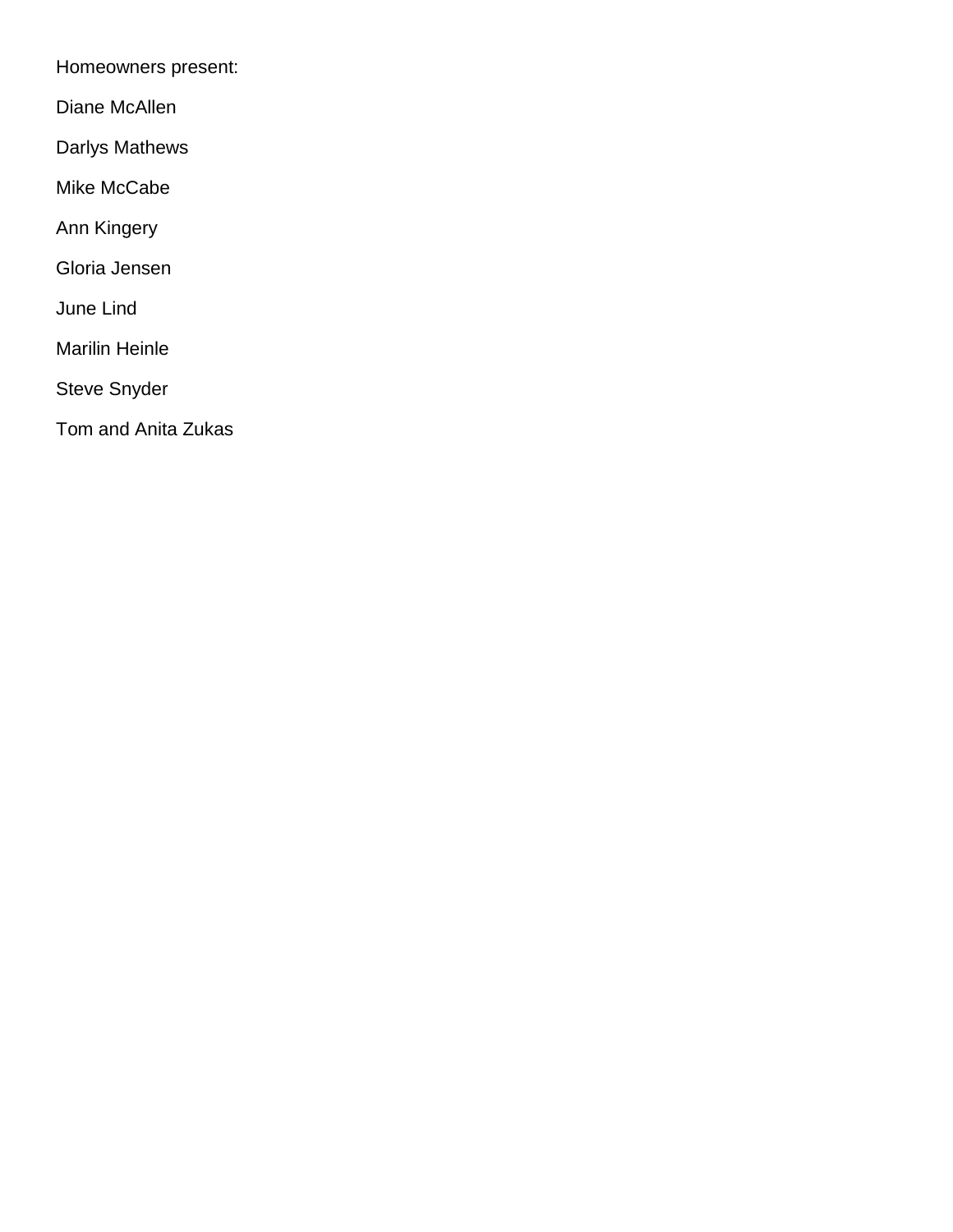Homeowners present:

Diane McAllen

Darlys Mathews

Mike McCabe

Ann Kingery

Gloria Jensen

June Lind

Marilin Heinle

Steve Snyder

Tom and Anita Zukas